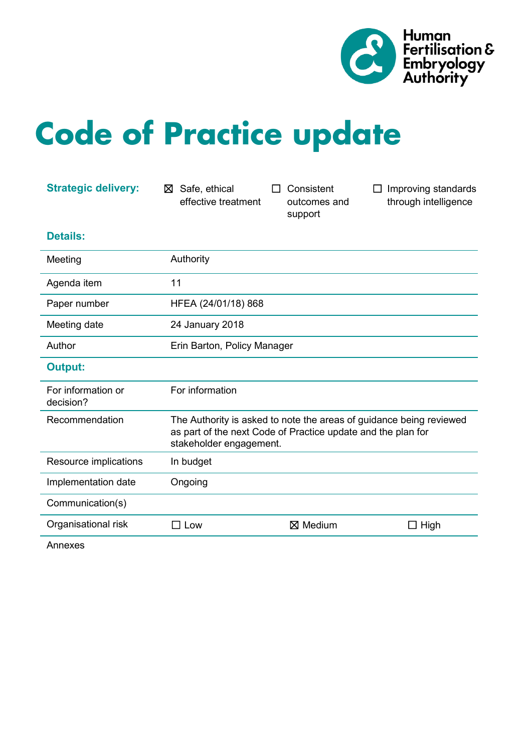Human Fertilisation & Embryology Authority

# Code of Practice update

| **Strategic delivery:** | ☒ Safe, ethical effective treatment | ☐ Consistent outcomes and support | ☐ Improving standards through intelligence |
|---|---|---|---|

**Details:**

| | |
|---|---|
| Meeting | Authority |
| Agenda item | 11 |
| Paper number | HFEA (24/01/18) 868 |
| Meeting date | 24 January 2018 |
| Author | Erin Barton, Policy Manager |

**Output:**

| | | | |
|---|---|---|---|
| For information or decision? | For information | | |
| Recommendation | The Authority is asked to note the areas of guidance being reviewed as part of the next Code of Practice update and the plan for stakeholder engagement. | | |
| Resource implications | In budget | | |
| Implementation date | Ongoing | | |
| Communication(s) | | | |
| Organisational risk | ☐ Low | ☒ Medium | ☐ High |
| Annexes | | | |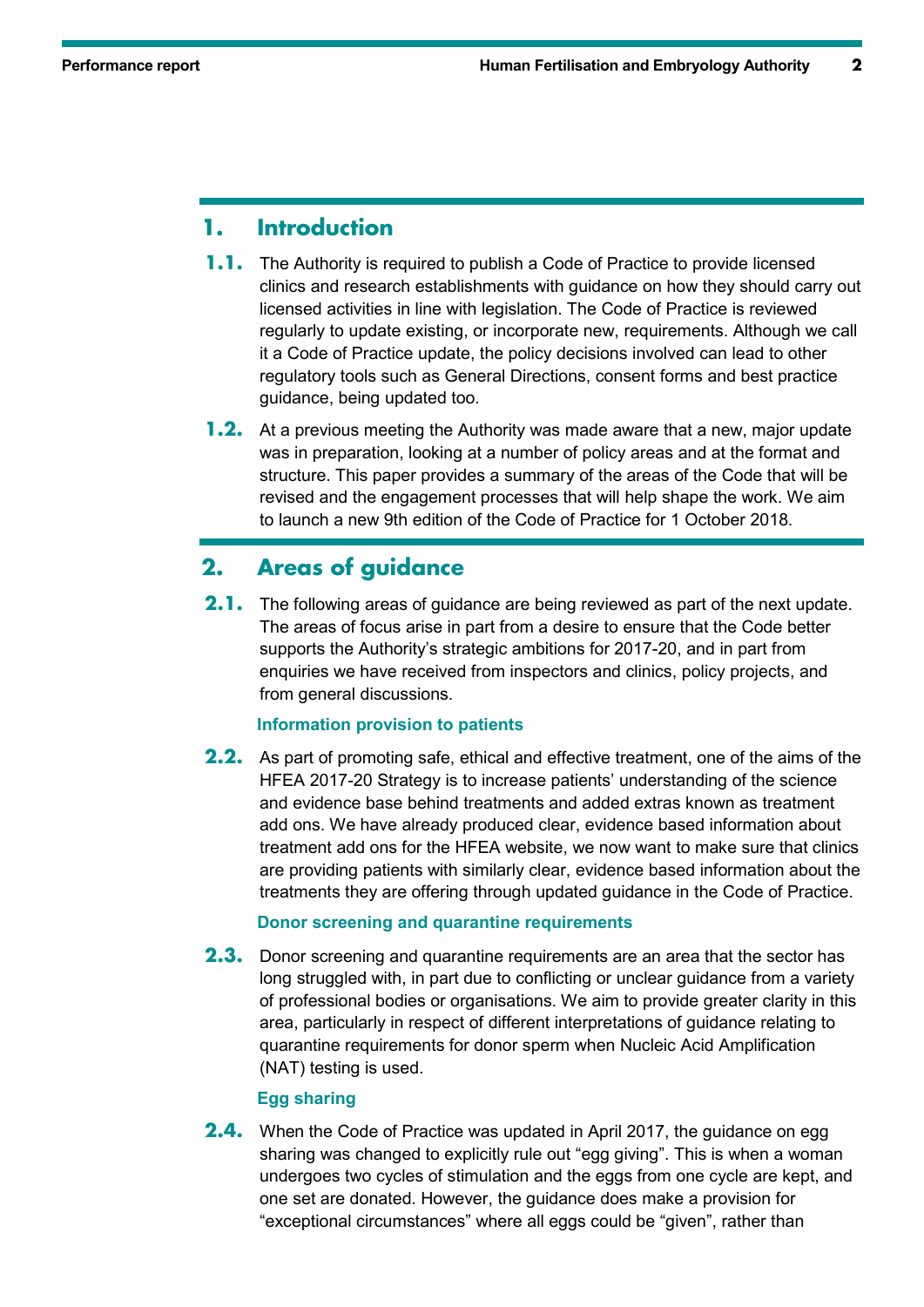## 1. Introduction

**1.1.** The Authority is required to publish a Code of Practice to provide licensed clinics and research establishments with guidance on how they should carry out licensed activities in line with legislation. The Code of Practice is reviewed regularly to update existing, or incorporate new, requirements. Although we call it a Code of Practice update, the policy decisions involved can lead to other regulatory tools such as General Directions, consent forms and best practice guidance, being updated too.

**1.2.** At a previous meeting the Authority was made aware that a new, major update was in preparation, looking at a number of policy areas and at the format and structure. This paper provides a summary of the areas of the Code that will be revised and the engagement processes that will help shape the work. We aim to launch a new 9th edition of the Code of Practice for 1 October 2018.

## 2. Areas of guidance

**2.1.** The following areas of guidance are being reviewed as part of the next update. The areas of focus arise in part from a desire to ensure that the Code better supports the Authority's strategic ambitions for 2017-20, and in part from enquiries we have received from inspectors and clinics, policy projects, and from general discussions.

### Information provision to patients

**2.2.** As part of promoting safe, ethical and effective treatment, one of the aims of the HFEA 2017-20 Strategy is to increase patients' understanding of the science and evidence base behind treatments and added extras known as treatment add ons. We have already produced clear, evidence based information about treatment add ons for the HFEA website, we now want to make sure that clinics are providing patients with similarly clear, evidence based information about the treatments they are offering through updated guidance in the Code of Practice.

### Donor screening and quarantine requirements

**2.3.** Donor screening and quarantine requirements are an area that the sector has long struggled with, in part due to conflicting or unclear guidance from a variety of professional bodies or organisations. We aim to provide greater clarity in this area, particularly in respect of different interpretations of guidance relating to quarantine requirements for donor sperm when Nucleic Acid Amplification (NAT) testing is used.

### Egg sharing

**2.4.** When the Code of Practice was updated in April 2017, the guidance on egg sharing was changed to explicitly rule out "egg giving". This is when a woman undergoes two cycles of stimulation and the eggs from one cycle are kept, and one set are donated. However, the guidance does make a provision for "exceptional circumstances" where all eggs could be "given", rather than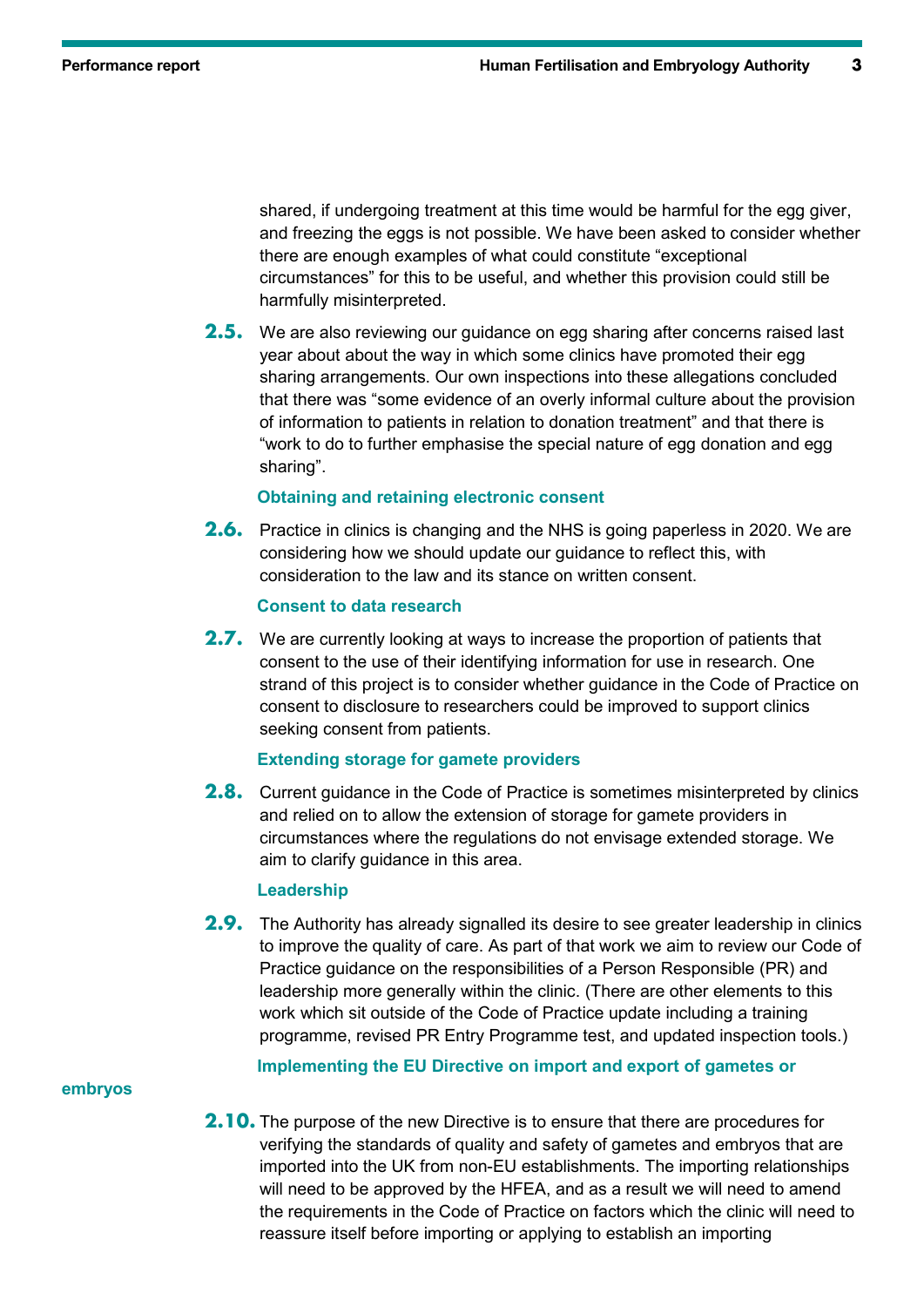shared, if undergoing treatment at this time would be harmful for the egg giver, and freezing the eggs is not possible. We have been asked to consider whether there are enough examples of what could constitute "exceptional circumstances" for this to be useful, and whether this provision could still be harmfully misinterpreted.

**2.5.** We are also reviewing our guidance on egg sharing after concerns raised last year about about the way in which some clinics have promoted their egg sharing arrangements. Our own inspections into these allegations concluded that there was "some evidence of an overly informal culture about the provision of information to patients in relation to donation treatment" and that there is "work to do to further emphasise the special nature of egg donation and egg sharing".

### Obtaining and retaining electronic consent

**2.6.** Practice in clinics is changing and the NHS is going paperless in 2020. We are considering how we should update our guidance to reflect this, with consideration to the law and its stance on written consent.

### Consent to data research

**2.7.** We are currently looking at ways to increase the proportion of patients that consent to the use of their identifying information for use in research. One strand of this project is to consider whether guidance in the Code of Practice on consent to disclosure to researchers could be improved to support clinics seeking consent from patients.

### Extending storage for gamete providers

**2.8.** Current guidance in the Code of Practice is sometimes misinterpreted by clinics and relied on to allow the extension of storage for gamete providers in circumstances where the regulations do not envisage extended storage. We aim to clarify guidance in this area.

### Leadership

**2.9.** The Authority has already signalled its desire to see greater leadership in clinics to improve the quality of care. As part of that work we aim to review our Code of Practice guidance on the responsibilities of a Person Responsible (PR) and leadership more generally within the clinic. (There are other elements to this work which sit outside of the Code of Practice update including a training programme, revised PR Entry Programme test, and updated inspection tools.)

### Implementing the EU Directive on import and export of gametes or embryos

**2.10.** The purpose of the new Directive is to ensure that there are procedures for verifying the standards of quality and safety of gametes and embryos that are imported into the UK from non-EU establishments. The importing relationships will need to be approved by the HFEA, and as a result we will need to amend the requirements in the Code of Practice on factors which the clinic will need to reassure itself before importing or applying to establish an importing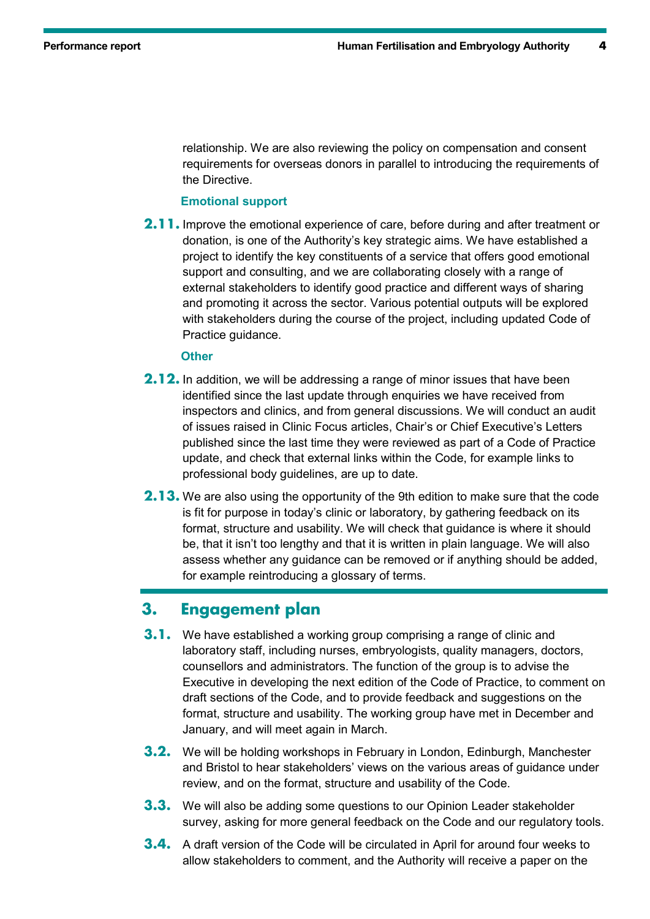relationship. We are also reviewing the policy on compensation and consent requirements for overseas donors in parallel to introducing the requirements of the Directive.

### Emotional support

**2.11.** Improve the emotional experience of care, before during and after treatment or donation, is one of the Authority's key strategic aims. We have established a project to identify the key constituents of a service that offers good emotional support and consulting, and we are collaborating closely with a range of external stakeholders to identify good practice and different ways of sharing and promoting it across the sector. Various potential outputs will be explored with stakeholders during the course of the project, including updated Code of Practice guidance.

### Other

**2.12.** In addition, we will be addressing a range of minor issues that have been identified since the last update through enquiries we have received from inspectors and clinics, and from general discussions. We will conduct an audit of issues raised in Clinic Focus articles, Chair's or Chief Executive's Letters published since the last time they were reviewed as part of a Code of Practice update, and check that external links within the Code, for example links to professional body guidelines, are up to date.

**2.13.** We are also using the opportunity of the 9th edition to make sure that the code is fit for purpose in today's clinic or laboratory, by gathering feedback on its format, structure and usability. We will check that guidance is where it should be, that it isn't too lengthy and that it is written in plain language. We will also assess whether any guidance can be removed or if anything should be added, for example reintroducing a glossary of terms.

## 3. Engagement plan

**3.1.** We have established a working group comprising a range of clinic and laboratory staff, including nurses, embryologists, quality managers, doctors, counsellors and administrators. The function of the group is to advise the Executive in developing the next edition of the Code of Practice, to comment on draft sections of the Code, and to provide feedback and suggestions on the format, structure and usability. The working group have met in December and January, and will meet again in March.

**3.2.** We will be holding workshops in February in London, Edinburgh, Manchester and Bristol to hear stakeholders' views on the various areas of guidance under review, and on the format, structure and usability of the Code.

**3.3.** We will also be adding some questions to our Opinion Leader stakeholder survey, asking for more general feedback on the Code and our regulatory tools.

**3.4.** A draft version of the Code will be circulated in April for around four weeks to allow stakeholders to comment, and the Authority will receive a paper on the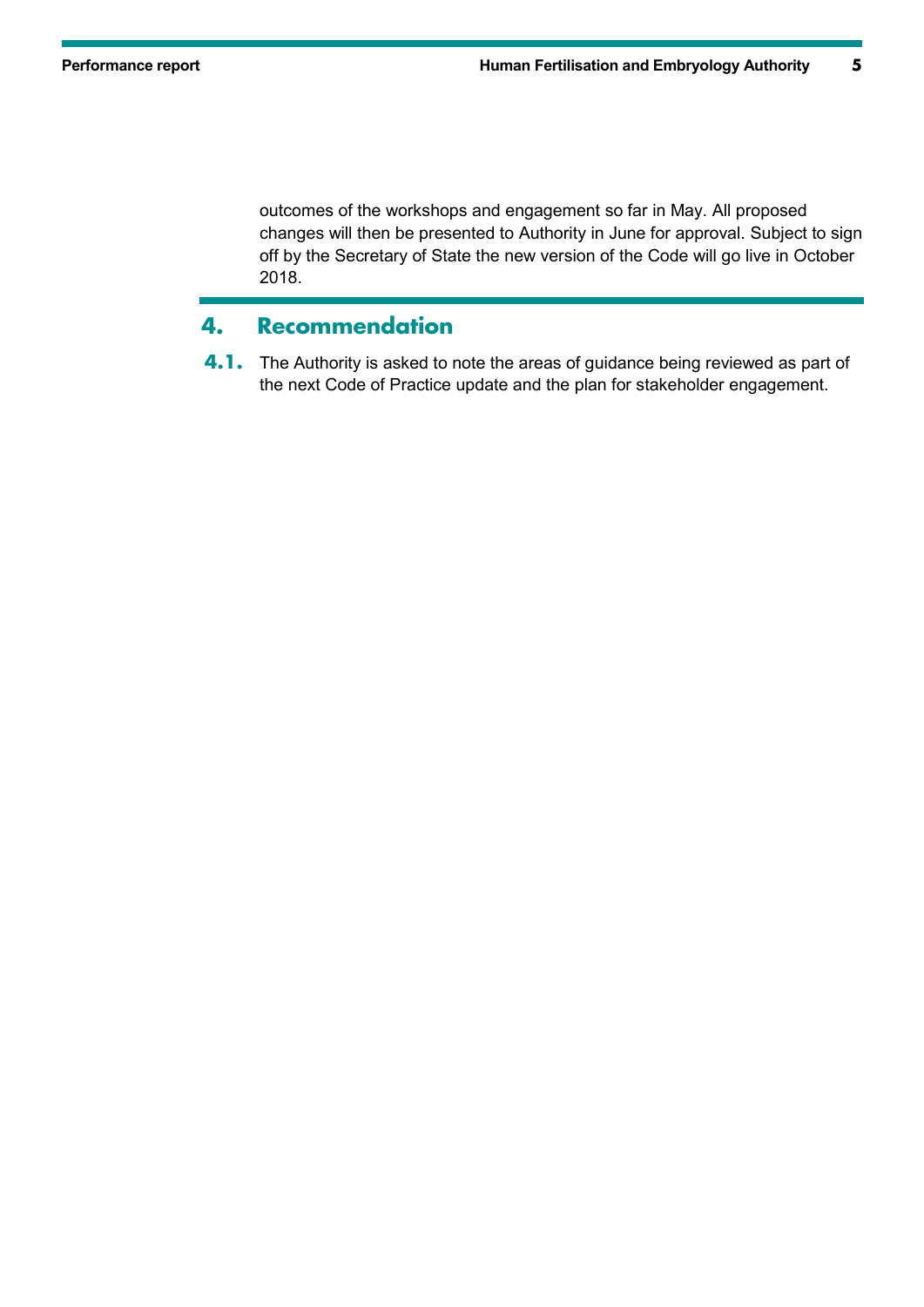outcomes of the workshops and engagement so far in May. All proposed changes will then be presented to Authority in June for approval. Subject to sign off by the Secretary of State the new version of the Code will go live in October 2018.

## 4. Recommendation

**4.1.** The Authority is asked to note the areas of guidance being reviewed as part of the next Code of Practice update and the plan for stakeholder engagement.